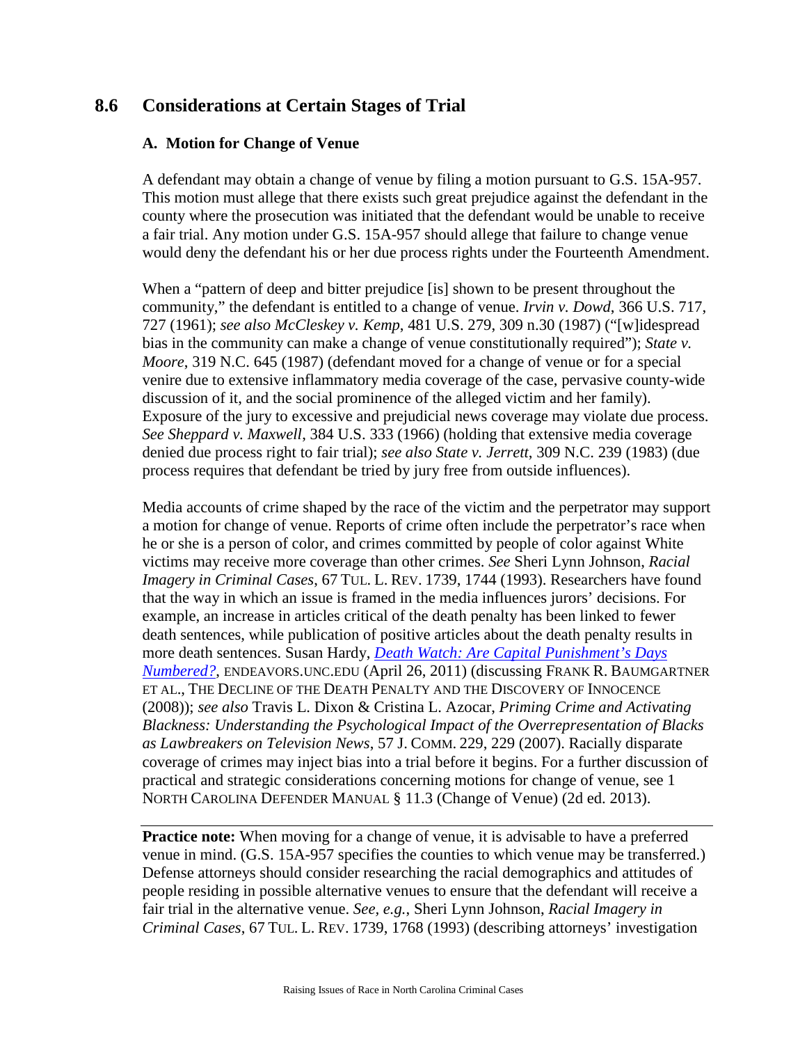## 8.6 Considerations at Certain Stages of Trial

### A. Motion for Change of Venue

A defendant may obtain a change of venue by filing a motion pursuant to G.S. 15A-957. This motion must allege that there exists such great prejudice against the defendant in the county where the prosecution was initiated that the defendant would be unable to receive a fair trial. Any motion under G.S. 15A-957 should allege that failure to change venue would deny the defendant his or her due process rights under the Fourteenth Amendment.

When a "pattern of deep and bitter prejudice [is] shown to be present throughout the community," the defendant is entitled to a change of venue. *Irvin v. Dowd*, 366 U.S. 717, 727 (1961); *see also McCleskey v. Kemp*, 481 U.S. 279, 309 n.30 (1987) ("[w]idespread bias in the community can make a change of venue constitutionally required"); *State v. Moore*, 319 N.C. 645 (1987) (defendant moved for a change of venue or for a special venire due to extensive inflammatory media coverage of the case, pervasive county-wide discussion of it, and the social prominence of the alleged victim and her family). Exposure of the jury to excessive and prejudicial news coverage may violate due process. *See Sheppard v. Maxwell*, 384 U.S. 333 (1966) (holding that extensive media coverage denied due process right to fair trial); *see also State v. Jerrett*, 309 N.C. 239 (1983) (due process requires that defendant be tried by jury free from outside influences).

Media accounts of crime shaped by the race of the victim and the perpetrator may support a motion for change of venue. Reports of crime often include the perpetrator's race when he or she is a person of color, and crimes committed by people of color against White victims may receive more coverage than other crimes. *See* Sheri Lynn Johnson, *Racial Imagery in Criminal Cases*, 67 TUL. L. REV. 1739, 1744 (1993). Researchers have found that the way in which an issue is framed in the media influences jurors' decisions. For example, an increase in articles critical of the death penalty has been linked to fewer death sentences, while publication of positive articles about the death penalty results in more death sentences. Susan Hardy, *Death Watch: Are Capital Punishment's Days Numbered?*, ENDEAVORS.UNC.EDU (April 26, 2011) (discussing FRANK R. BAUMGARTNER ET AL., THE DECLINE OF THE DEATH PENALTY AND THE DISCOVERY OF INNOCENCE (2008)); *see also* Travis L. Dixon & Cristina L. Azocar, *Priming Crime and Activating Blackness: Understanding the Psychological Impact of the Overrepresentation of Blacks as Lawbreakers on Television News*, 57 J. COMM. 229, 229 (2007). Racially disparate coverage of crimes may inject bias into a trial before it begins. For a further discussion of practical and strategic considerations concerning motions for change of venue, see 1 NORTH CAROLINA DEFENDER MANUAL § 11.3 (Change of Venue) (2d ed. 2013).

---

**Practice note:** When moving for a change of venue, it is advisable to have a preferred venue in mind. (G.S. 15A-957 specifies the counties to which venue may be transferred.) Defense attorneys should consider researching the racial demographics and attitudes of people residing in possible alternative venues to ensure that the defendant will receive a fair trial in the alternative venue. *See, e.g.*, Sheri Lynn Johnson, *Racial Imagery in Criminal Cases*, 67 TUL. L. REV. 1739, 1768 (1993) (describing attorneys' investigation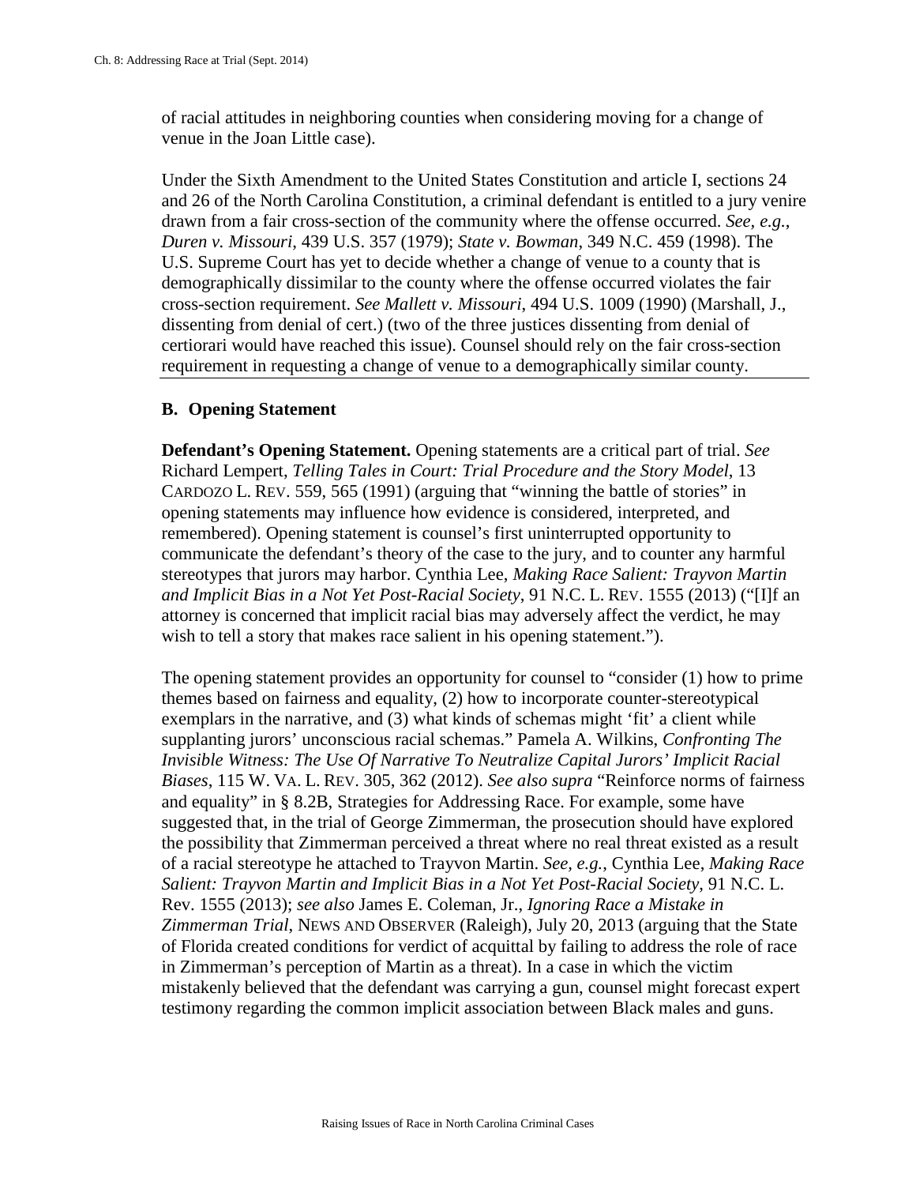of racial attitudes in neighboring counties when considering moving for a change of venue in the Joan Little case).

Under the Sixth Amendment to the United States Constitution and article I, sections 24 and 26 of the North Carolina Constitution, a criminal defendant is entitled to a jury venire drawn from a fair cross-section of the community where the offense occurred. *See, e.g.*, *Duren v. Missouri*, 439 U.S. 357 (1979); *State v. Bowman*, 349 N.C. 459 (1998). The U.S. Supreme Court has yet to decide whether a change of venue to a county that is demographically dissimilar to the county where the offense occurred violates the fair cross-section requirement. *See Mallett v. Missouri*, 494 U.S. 1009 (1990) (Marshall, J., dissenting from denial of cert.) (two of the three justices dissenting from denial of certiorari would have reached this issue). Counsel should rely on the fair cross-section requirement in requesting a change of venue to a demographically similar county.

## B. Opening Statement

**Defendant's Opening Statement.** Opening statements are a critical part of trial. *See* Richard Lempert, *Telling Tales in Court: Trial Procedure and the Story Model*, 13 CARDOZO L. REV. 559, 565 (1991) (arguing that "winning the battle of stories" in opening statements may influence how evidence is considered, interpreted, and remembered). Opening statement is counsel's first uninterrupted opportunity to communicate the defendant's theory of the case to the jury, and to counter any harmful stereotypes that jurors may harbor. Cynthia Lee, *Making Race Salient: Trayvon Martin and Implicit Bias in a Not Yet Post-Racial Society*, 91 N.C. L. REV. 1555 (2013) ("[I]f an attorney is concerned that implicit racial bias may adversely affect the verdict, he may wish to tell a story that makes race salient in his opening statement.").

The opening statement provides an opportunity for counsel to "consider (1) how to prime themes based on fairness and equality, (2) how to incorporate counter-stereotypical exemplars in the narrative, and (3) what kinds of schemas might 'fit' a client while supplanting jurors' unconscious racial schemas." Pamela A. Wilkins, *Confronting The Invisible Witness: The Use Of Narrative To Neutralize Capital Jurors' Implicit Racial Biases*, 115 W. VA. L. REV. 305, 362 (2012). *See also supra* "Reinforce norms of fairness and equality" in § 8.2B, Strategies for Addressing Race. For example, some have suggested that, in the trial of George Zimmerman, the prosecution should have explored the possibility that Zimmerman perceived a threat where no real threat existed as a result of a racial stereotype he attached to Trayvon Martin. *See, e.g.*, Cynthia Lee, *Making Race Salient: Trayvon Martin and Implicit Bias in a Not Yet Post-Racial Society*, 91 N.C. L. Rev. 1555 (2013); *see also* James E. Coleman, Jr., *Ignoring Race a Mistake in Zimmerman Trial*, NEWS AND OBSERVER (Raleigh), July 20, 2013 (arguing that the State of Florida created conditions for verdict of acquittal by failing to address the role of race in Zimmerman's perception of Martin as a threat). In a case in which the victim mistakenly believed that the defendant was carrying a gun, counsel might forecast expert testimony regarding the common implicit association between Black males and guns.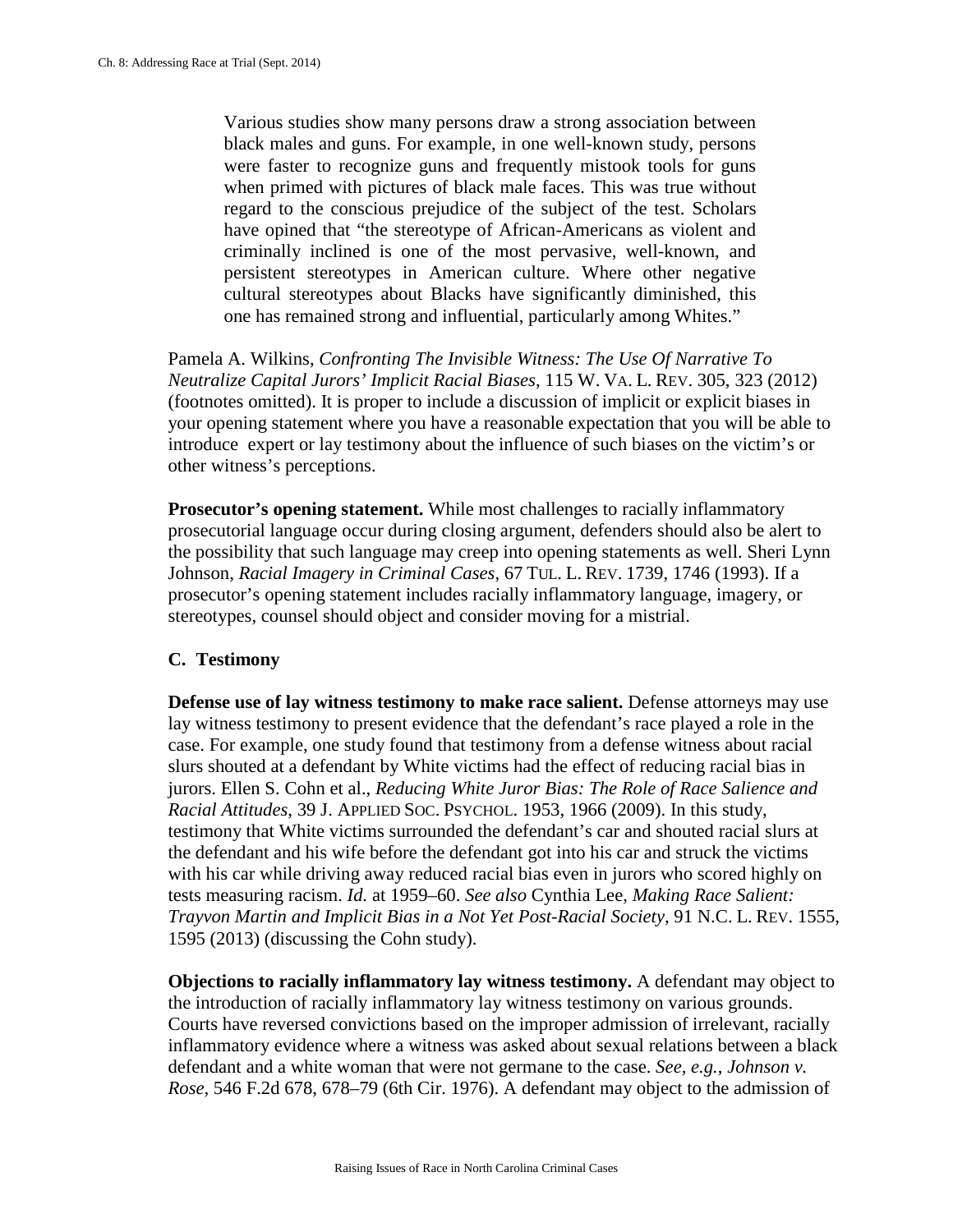> Various studies show many persons draw a strong association between black males and guns. For example, in one well-known study, persons were faster to recognize guns and frequently mistook tools for guns when primed with pictures of black male faces. This was true without regard to the conscious prejudice of the subject of the test. Scholars have opined that "the stereotype of African-Americans as violent and criminally inclined is one of the most pervasive, well-known, and persistent stereotypes in American culture. Where other negative cultural stereotypes about Blacks have significantly diminished, this one has remained strong and influential, particularly among Whites."

Pamela A. Wilkins, *Confronting The Invisible Witness: The Use Of Narrative To Neutralize Capital Jurors' Implicit Racial Biases*, 115 W. VA. L. REV. 305, 323 (2012) (footnotes omitted). It is proper to include a discussion of implicit or explicit biases in your opening statement where you have a reasonable expectation that you will be able to introduce expert or lay testimony about the influence of such biases on the victim's or other witness's perceptions.

**Prosecutor's opening statement.** While most challenges to racially inflammatory prosecutorial language occur during closing argument, defenders should also be alert to the possibility that such language may creep into opening statements as well. Sheri Lynn Johnson, *Racial Imagery in Criminal Cases*, 67 TUL. L. REV. 1739, 1746 (1993). If a prosecutor's opening statement includes racially inflammatory language, imagery, or stereotypes, counsel should object and consider moving for a mistrial.

### C. Testimony

**Defense use of lay witness testimony to make race salient.** Defense attorneys may use lay witness testimony to present evidence that the defendant's race played a role in the case. For example, one study found that testimony from a defense witness about racial slurs shouted at a defendant by White victims had the effect of reducing racial bias in jurors. Ellen S. Cohn et al., *Reducing White Juror Bias: The Role of Race Salience and Racial Attitudes*, 39 J. APPLIED SOC. PSYCHOL. 1953, 1966 (2009). In this study, testimony that White victims surrounded the defendant's car and shouted racial slurs at the defendant and his wife before the defendant got into his car and struck the victims with his car while driving away reduced racial bias even in jurors who scored highly on tests measuring racism. *Id.* at 1959–60. *See also* Cynthia Lee, *Making Race Salient: Trayvon Martin and Implicit Bias in a Not Yet Post-Racial Society*, 91 N.C. L. REV. 1555, 1595 (2013) (discussing the Cohn study).

**Objections to racially inflammatory lay witness testimony.** A defendant may object to the introduction of racially inflammatory lay witness testimony on various grounds. Courts have reversed convictions based on the improper admission of irrelevant, racially inflammatory evidence where a witness was asked about sexual relations between a black defendant and a white woman that were not germane to the case. *See, e.g.*, *Johnson v. Rose*, 546 F.2d 678, 678–79 (6th Cir. 1976). A defendant may object to the admission of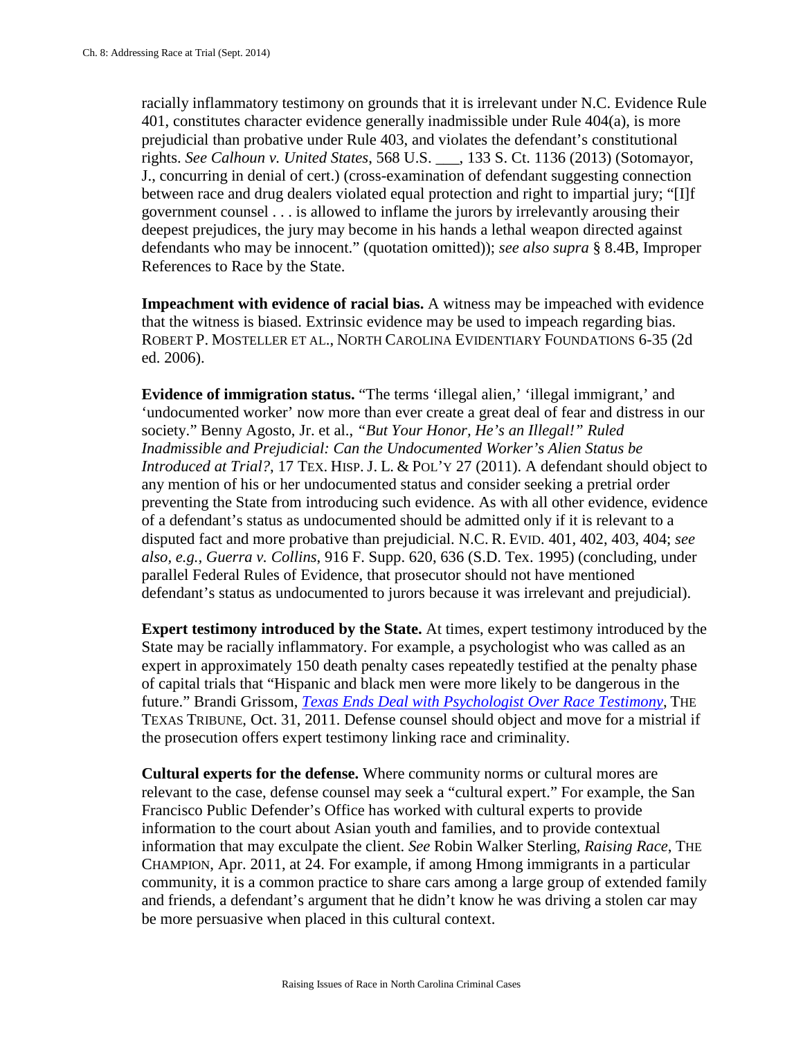racially inflammatory testimony on grounds that it is irrelevant under N.C. Evidence Rule 401, constitutes character evidence generally inadmissible under Rule 404(a), is more prejudicial than probative under Rule 403, and violates the defendant's constitutional rights. *See Calhoun v. United States*, 568 U.S. ___, 133 S. Ct. 1136 (2013) (Sotomayor, J., concurring in denial of cert.) (cross-examination of defendant suggesting connection between race and drug dealers violated equal protection and right to impartial jury; "[I]f government counsel . . . is allowed to inflame the jurors by irrelevantly arousing their deepest prejudices, the jury may become in his hands a lethal weapon directed against defendants who may be innocent." (quotation omitted)); *see also supra* § 8.4B, Improper References to Race by the State.

**Impeachment with evidence of racial bias.** A witness may be impeached with evidence that the witness is biased. Extrinsic evidence may be used to impeach regarding bias. ROBERT P. MOSTELLER ET AL., NORTH CAROLINA EVIDENTIARY FOUNDATIONS 6-35 (2d ed. 2006).

**Evidence of immigration status.** "The terms 'illegal alien,' 'illegal immigrant,' and 'undocumented worker' now more than ever create a great deal of fear and distress in our society." Benny Agosto, Jr. et al., *"But Your Honor, He's an Illegal!" Ruled Inadmissible and Prejudicial: Can the Undocumented Worker's Alien Status be Introduced at Trial?*, 17 TEX. HISP. J. L. & POL'Y 27 (2011). A defendant should object to any mention of his or her undocumented status and consider seeking a pretrial order preventing the State from introducing such evidence. As with all other evidence, evidence of a defendant's status as undocumented should be admitted only if it is relevant to a disputed fact and more probative than prejudicial. N.C. R. EVID. 401, 402, 403, 404; *see also, e.g., Guerra v. Collins*, 916 F. Supp. 620, 636 (S.D. Tex. 1995) (concluding, under parallel Federal Rules of Evidence, that prosecutor should not have mentioned defendant's status as undocumented to jurors because it was irrelevant and prejudicial).

**Expert testimony introduced by the State.** At times, expert testimony introduced by the State may be racially inflammatory. For example, a psychologist who was called as an expert in approximately 150 death penalty cases repeatedly testified at the penalty phase of capital trials that "Hispanic and black men were more likely to be dangerous in the future." Brandi Grissom, *Texas Ends Deal with Psychologist Over Race Testimony*, THE TEXAS TRIBUNE, Oct. 31, 2011. Defense counsel should object and move for a mistrial if the prosecution offers expert testimony linking race and criminality.

**Cultural experts for the defense.** Where community norms or cultural mores are relevant to the case, defense counsel may seek a "cultural expert." For example, the San Francisco Public Defender's Office has worked with cultural experts to provide information to the court about Asian youth and families, and to provide contextual information that may exculpate the client. *See* Robin Walker Sterling, *Raising Race*, THE CHAMPION, Apr. 2011, at 24. For example, if among Hmong immigrants in a particular community, it is a common practice to share cars among a large group of extended family and friends, a defendant's argument that he didn't know he was driving a stolen car may be more persuasive when placed in this cultural context.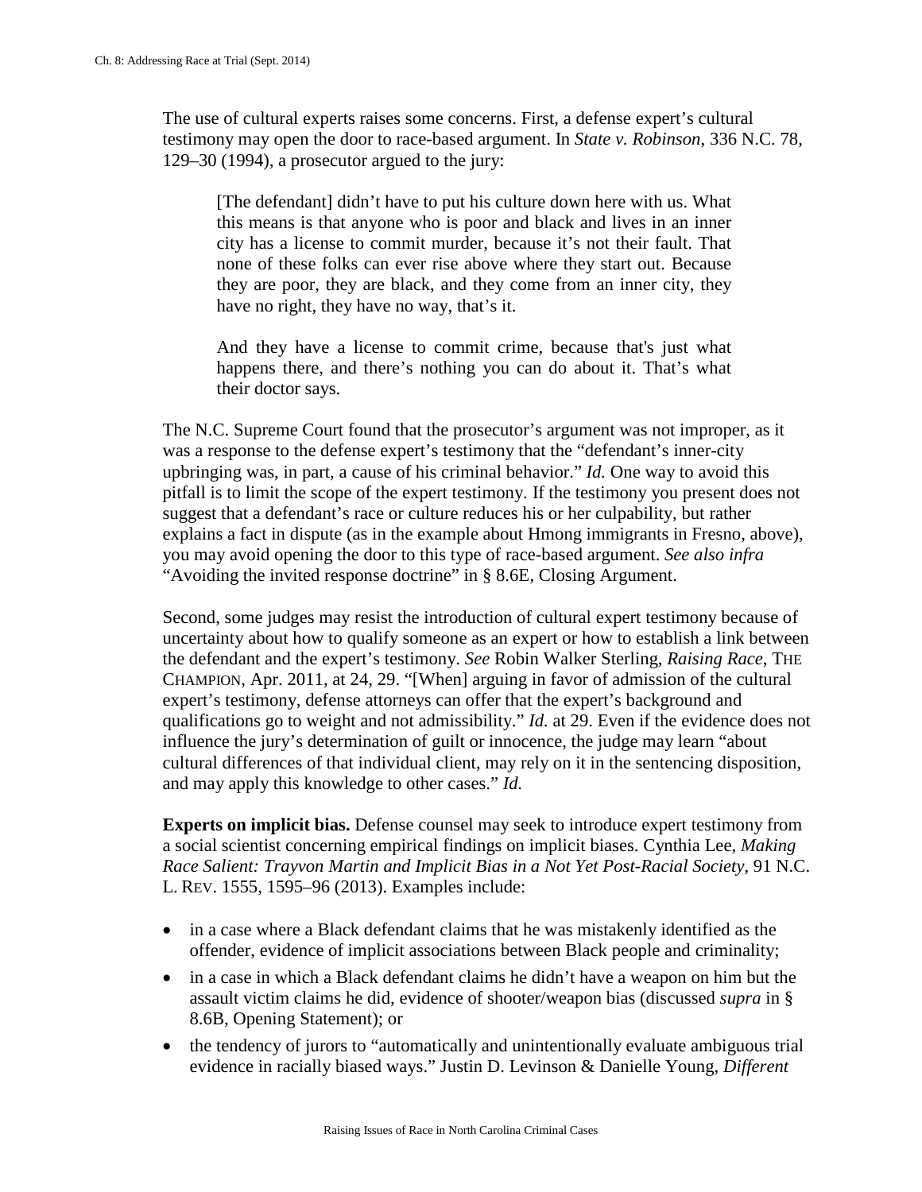The use of cultural experts raises some concerns. First, a defense expert's cultural testimony may open the door to race-based argument. In *State v. Robinson*, 336 N.C. 78, 129–30 (1994), a prosecutor argued to the jury:

> [The defendant] didn't have to put his culture down here with us. What this means is that anyone who is poor and black and lives in an inner city has a license to commit murder, because it's not their fault. That none of these folks can ever rise above where they start out. Because they are poor, they are black, and they come from an inner city, they have no right, they have no way, that's it.
>
> And they have a license to commit crime, because that's just what happens there, and there's nothing you can do about it. That's what their doctor says.

The N.C. Supreme Court found that the prosecutor's argument was not improper, as it was a response to the defense expert's testimony that the "defendant's inner-city upbringing was, in part, a cause of his criminal behavior." *Id.* One way to avoid this pitfall is to limit the scope of the expert testimony. If the testimony you present does not suggest that a defendant's race or culture reduces his or her culpability, but rather explains a fact in dispute (as in the example about Hmong immigrants in Fresno, above), you may avoid opening the door to this type of race-based argument. *See also infra* "Avoiding the invited response doctrine" in § 8.6E, Closing Argument.

Second, some judges may resist the introduction of cultural expert testimony because of uncertainty about how to qualify someone as an expert or how to establish a link between the defendant and the expert's testimony. *See* Robin Walker Sterling, *Raising Race*, THE CHAMPION, Apr. 2011, at 24, 29. "[When] arguing in favor of admission of the cultural expert's testimony, defense attorneys can offer that the expert's background and qualifications go to weight and not admissibility." *Id.* at 29. Even if the evidence does not influence the jury's determination of guilt or innocence, the judge may learn "about cultural differences of that individual client, may rely on it in the sentencing disposition, and may apply this knowledge to other cases." *Id.*

**Experts on implicit bias.** Defense counsel may seek to introduce expert testimony from a social scientist concerning empirical findings on implicit biases. Cynthia Lee, *Making Race Salient: Trayvon Martin and Implicit Bias in a Not Yet Post-Racial Society*, 91 N.C. L. REV. 1555, 1595–96 (2013). Examples include:

- in a case where a Black defendant claims that he was mistakenly identified as the offender, evidence of implicit associations between Black people and criminality;
- in a case in which a Black defendant claims he didn't have a weapon on him but the assault victim claims he did, evidence of shooter/weapon bias (discussed *supra* in § 8.6B, Opening Statement); or
- the tendency of jurors to "automatically and unintentionally evaluate ambiguous trial evidence in racially biased ways." Justin D. Levinson & Danielle Young, *Different*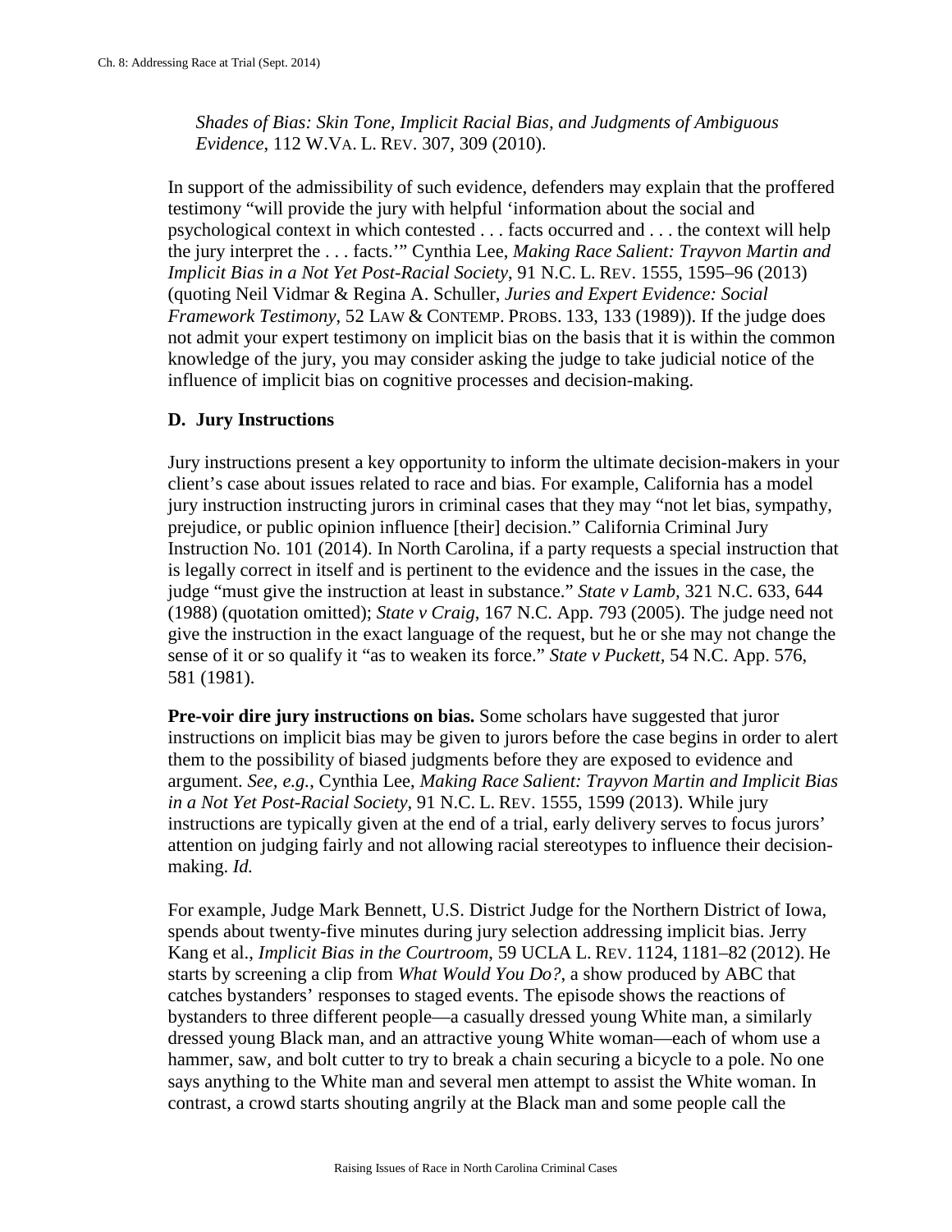*Shades of Bias: Skin Tone, Implicit Racial Bias, and Judgments of Ambiguous Evidence*, 112 W.VA. L. REV. 307, 309 (2010).

In support of the admissibility of such evidence, defenders may explain that the proffered testimony "will provide the jury with helpful 'information about the social and psychological context in which contested . . . facts occurred and . . . the context will help the jury interpret the . . . facts.'" Cynthia Lee, *Making Race Salient: Trayvon Martin and Implicit Bias in a Not Yet Post-Racial Society*, 91 N.C. L. REV. 1555, 1595–96 (2013) (quoting Neil Vidmar & Regina A. Schuller, *Juries and Expert Evidence: Social Framework Testimony*, 52 LAW & CONTEMP. PROBS. 133, 133 (1989)). If the judge does not admit your expert testimony on implicit bias on the basis that it is within the common knowledge of the jury, you may consider asking the judge to take judicial notice of the influence of implicit bias on cognitive processes and decision-making.

### D. Jury Instructions

Jury instructions present a key opportunity to inform the ultimate decision-makers in your client's case about issues related to race and bias. For example, California has a model jury instruction instructing jurors in criminal cases that they may "not let bias, sympathy, prejudice, or public opinion influence [their] decision." California Criminal Jury Instruction No. 101 (2014). In North Carolina, if a party requests a special instruction that is legally correct in itself and is pertinent to the evidence and the issues in the case, the judge "must give the instruction at least in substance." *State v Lamb*, 321 N.C. 633, 644 (1988) (quotation omitted); *State v Craig*, 167 N.C. App. 793 (2005). The judge need not give the instruction in the exact language of the request, but he or she may not change the sense of it or so qualify it "as to weaken its force." *State v Puckett,* 54 N.C. App. 576, 581 (1981).

**Pre-voir dire jury instructions on bias.** Some scholars have suggested that juror instructions on implicit bias may be given to jurors before the case begins in order to alert them to the possibility of biased judgments before they are exposed to evidence and argument. *See, e.g.*, Cynthia Lee, *Making Race Salient: Trayvon Martin and Implicit Bias in a Not Yet Post-Racial Society*, 91 N.C. L. REV. 1555, 1599 (2013). While jury instructions are typically given at the end of a trial, early delivery serves to focus jurors' attention on judging fairly and not allowing racial stereotypes to influence their decision-making. *Id.*

For example, Judge Mark Bennett, U.S. District Judge for the Northern District of Iowa, spends about twenty-five minutes during jury selection addressing implicit bias. Jerry Kang et al., *Implicit Bias in the Courtroom,* 59 UCLA L. REV. 1124, 1181–82 (2012). He starts by screening a clip from *What Would You Do?*, a show produced by ABC that catches bystanders' responses to staged events. The episode shows the reactions of bystanders to three different people—a casually dressed young White man, a similarly dressed young Black man, and an attractive young White woman—each of whom use a hammer, saw, and bolt cutter to try to break a chain securing a bicycle to a pole. No one says anything to the White man and several men attempt to assist the White woman. In contrast, a crowd starts shouting angrily at the Black man and some people call the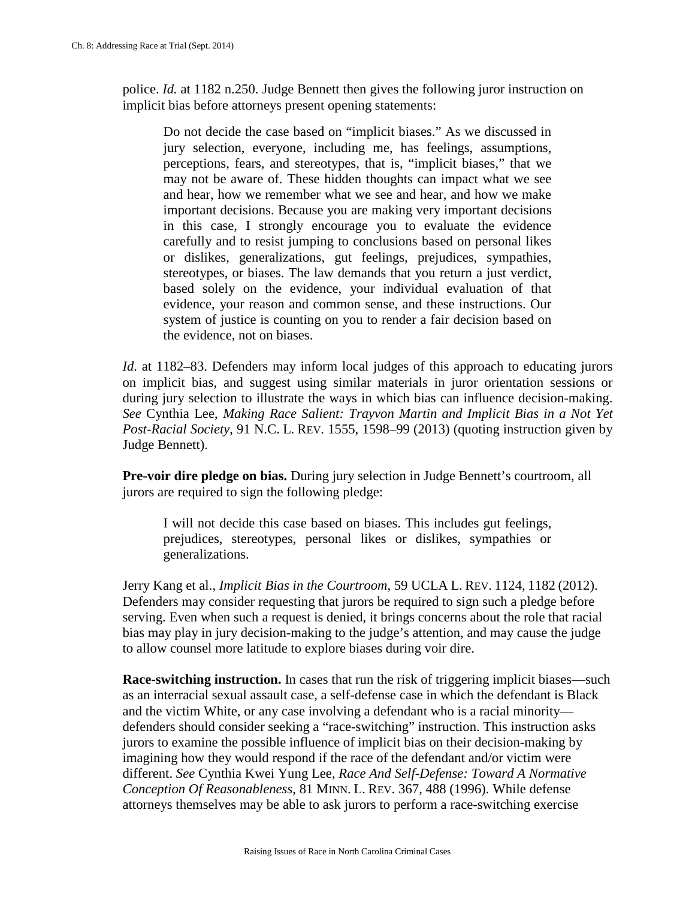police. *Id.* at 1182 n.250. Judge Bennett then gives the following juror instruction on implicit bias before attorneys present opening statements:

> Do not decide the case based on "implicit biases." As we discussed in jury selection, everyone, including me, has feelings, assumptions, perceptions, fears, and stereotypes, that is, "implicit biases," that we may not be aware of. These hidden thoughts can impact what we see and hear, how we remember what we see and hear, and how we make important decisions. Because you are making very important decisions in this case, I strongly encourage you to evaluate the evidence carefully and to resist jumping to conclusions based on personal likes or dislikes, generalizations, gut feelings, prejudices, sympathies, stereotypes, or biases. The law demands that you return a just verdict, based solely on the evidence, your individual evaluation of that evidence, your reason and common sense, and these instructions. Our system of justice is counting on you to render a fair decision based on the evidence, not on biases.

*Id*. at 1182–83. Defenders may inform local judges of this approach to educating jurors on implicit bias, and suggest using similar materials in juror orientation sessions or during jury selection to illustrate the ways in which bias can influence decision-making. *See* Cynthia Lee, *Making Race Salient: Trayvon Martin and Implicit Bias in a Not Yet Post-Racial Society*, 91 N.C. L. REV. 1555, 1598–99 (2013) (quoting instruction given by Judge Bennett).

**Pre-voir dire pledge on bias.** During jury selection in Judge Bennett's courtroom, all jurors are required to sign the following pledge:

> I will not decide this case based on biases. This includes gut feelings, prejudices, stereotypes, personal likes or dislikes, sympathies or generalizations.

Jerry Kang et al., *Implicit Bias in the Courtroom*, 59 UCLA L. REV. 1124, 1182 (2012). Defenders may consider requesting that jurors be required to sign such a pledge before serving. Even when such a request is denied, it brings concerns about the role that racial bias may play in jury decision-making to the judge's attention, and may cause the judge to allow counsel more latitude to explore biases during voir dire.

**Race-switching instruction.** In cases that run the risk of triggering implicit biases—such as an interracial sexual assault case, a self-defense case in which the defendant is Black and the victim White, or any case involving a defendant who is a racial minority—defenders should consider seeking a "race-switching" instruction. This instruction asks jurors to examine the possible influence of implicit bias on their decision-making by imagining how they would respond if the race of the defendant and/or victim were different. *See* Cynthia Kwei Yung Lee, *Race And Self-Defense: Toward A Normative Conception Of Reasonableness*, 81 MINN. L. REV. 367, 488 (1996). While defense attorneys themselves may be able to ask jurors to perform a race-switching exercise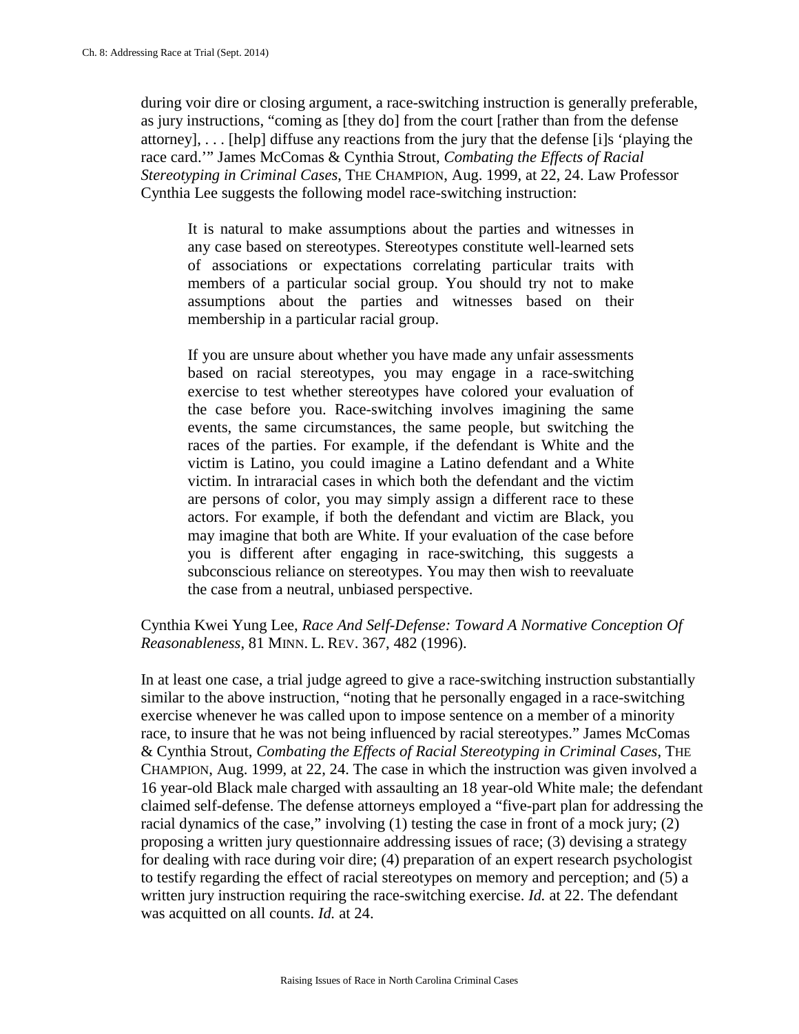during voir dire or closing argument, a race-switching instruction is generally preferable, as jury instructions, "coming as [they do] from the court [rather than from the defense attorney], . . . [help] diffuse any reactions from the jury that the defense [i]s 'playing the race card.'" James McComas & Cynthia Strout, *Combating the Effects of Racial Stereotyping in Criminal Cases*, THE CHAMPION, Aug. 1999, at 22, 24. Law Professor Cynthia Lee suggests the following model race-switching instruction:

> It is natural to make assumptions about the parties and witnesses in any case based on stereotypes. Stereotypes constitute well-learned sets of associations or expectations correlating particular traits with members of a particular social group. You should try not to make assumptions about the parties and witnesses based on their membership in a particular racial group.
>
> If you are unsure about whether you have made any unfair assessments based on racial stereotypes, you may engage in a race-switching exercise to test whether stereotypes have colored your evaluation of the case before you. Race-switching involves imagining the same events, the same circumstances, the same people, but switching the races of the parties. For example, if the defendant is White and the victim is Latino, you could imagine a Latino defendant and a White victim. In intraracial cases in which both the defendant and the victim are persons of color, you may simply assign a different race to these actors. For example, if both the defendant and victim are Black, you may imagine that both are White. If your evaluation of the case before you is different after engaging in race-switching, this suggests a subconscious reliance on stereotypes. You may then wish to reevaluate the case from a neutral, unbiased perspective.

Cynthia Kwei Yung Lee, *Race And Self-Defense: Toward A Normative Conception Of Reasonableness*, 81 MINN. L. REV. 367, 482 (1996).

In at least one case, a trial judge agreed to give a race-switching instruction substantially similar to the above instruction, "noting that he personally engaged in a race-switching exercise whenever he was called upon to impose sentence on a member of a minority race, to insure that he was not being influenced by racial stereotypes." James McComas & Cynthia Strout, *Combating the Effects of Racial Stereotyping in Criminal Cases*, THE CHAMPION, Aug. 1999, at 22, 24. The case in which the instruction was given involved a 16 year-old Black male charged with assaulting an 18 year-old White male; the defendant claimed self-defense. The defense attorneys employed a "five-part plan for addressing the racial dynamics of the case," involving (1) testing the case in front of a mock jury; (2) proposing a written jury questionnaire addressing issues of race; (3) devising a strategy for dealing with race during voir dire; (4) preparation of an expert research psychologist to testify regarding the effect of racial stereotypes on memory and perception; and (5) a written jury instruction requiring the race-switching exercise. *Id.* at 22. The defendant was acquitted on all counts. *Id.* at 24.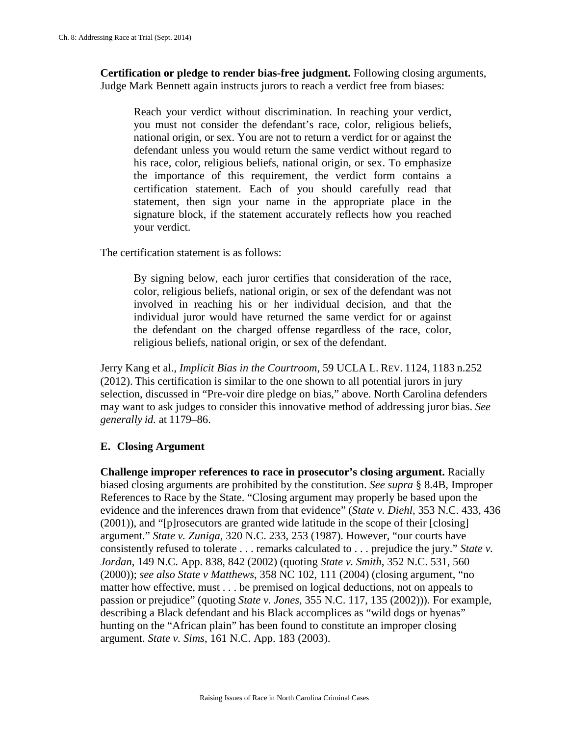**Certification or pledge to render bias-free judgment.** Following closing arguments, Judge Mark Bennett again instructs jurors to reach a verdict free from biases:

> Reach your verdict without discrimination. In reaching your verdict, you must not consider the defendant's race, color, religious beliefs, national origin, or sex. You are not to return a verdict for or against the defendant unless you would return the same verdict without regard to his race, color, religious beliefs, national origin, or sex. To emphasize the importance of this requirement, the verdict form contains a certification statement. Each of you should carefully read that statement, then sign your name in the appropriate place in the signature block, if the statement accurately reflects how you reached your verdict.

The certification statement is as follows:

> By signing below, each juror certifies that consideration of the race, color, religious beliefs, national origin, or sex of the defendant was not involved in reaching his or her individual decision, and that the individual juror would have returned the same verdict for or against the defendant on the charged offense regardless of the race, color, religious beliefs, national origin, or sex of the defendant.

Jerry Kang et al., *Implicit Bias in the Courtroom*, 59 UCLA L. REV. 1124, 1183 n.252 (2012). This certification is similar to the one shown to all potential jurors in jury selection, discussed in "Pre-voir dire pledge on bias," above. North Carolina defenders may want to ask judges to consider this innovative method of addressing juror bias. *See generally id.* at 1179–86.

## E. Closing Argument

**Challenge improper references to race in prosecutor's closing argument.** Racially biased closing arguments are prohibited by the constitution. *See supra* § 8.4B, Improper References to Race by the State. "Closing argument may properly be based upon the evidence and the inferences drawn from that evidence" (*State v. Diehl*, 353 N.C. 433, 436 (2001)), and "[p]rosecutors are granted wide latitude in the scope of their [closing] argument." *State v. Zuniga*, 320 N.C. 233, 253 (1987). However, "our courts have consistently refused to tolerate . . . remarks calculated to . . . prejudice the jury." *State v. Jordan*, 149 N.C. App. 838, 842 (2002) (quoting *State v. Smith*, 352 N.C. 531, 560 (2000)); *see also State v Matthews*, 358 NC 102, 111 (2004) (closing argument, "no matter how effective, must . . . be premised on logical deductions, not on appeals to passion or prejudice" (quoting *State v. Jones*, 355 N.C. 117, 135 (2002))). For example, describing a Black defendant and his Black accomplices as "wild dogs or hyenas" hunting on the "African plain" has been found to constitute an improper closing argument. *State v. Sims*, 161 N.C. App. 183 (2003).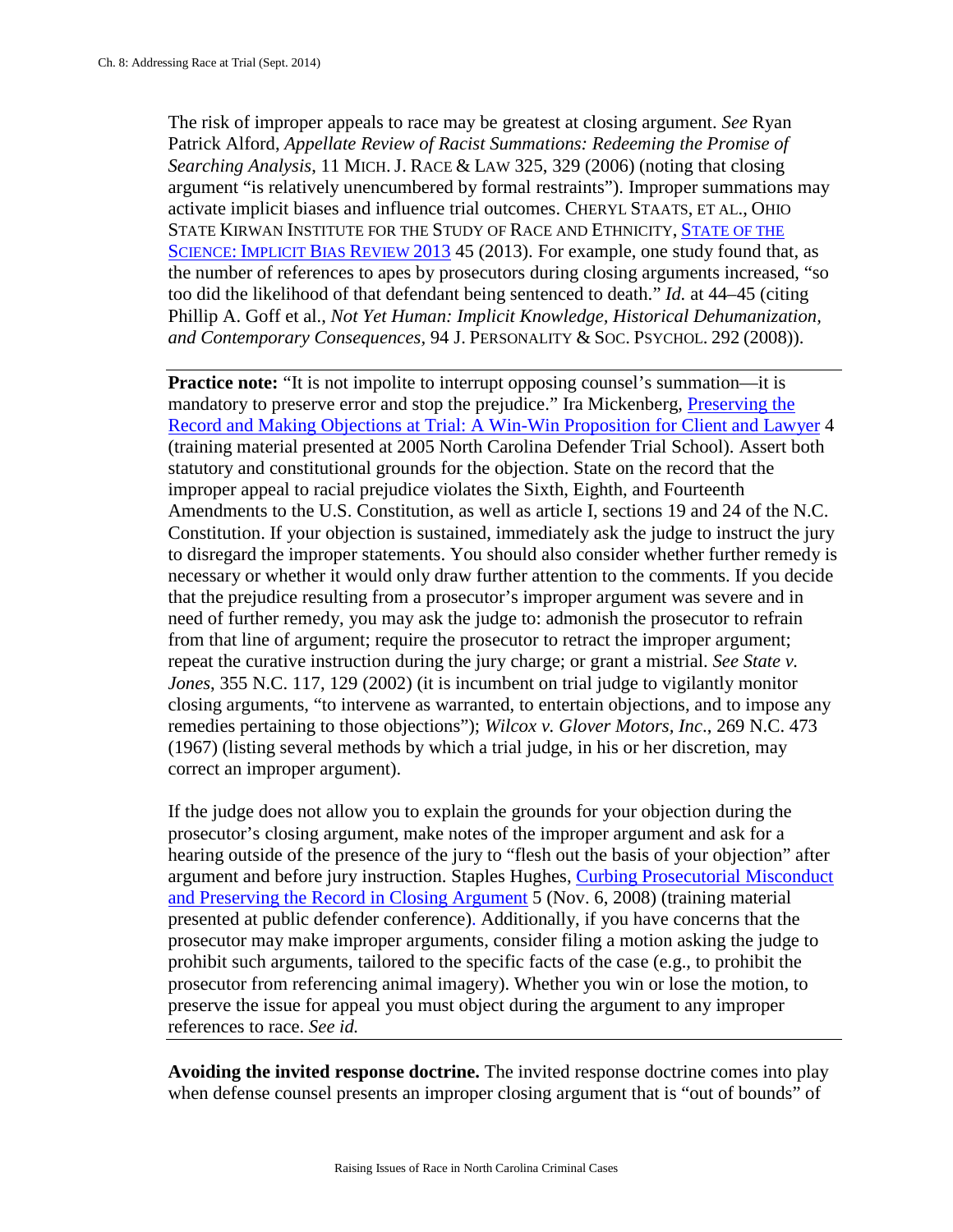The risk of improper appeals to race may be greatest at closing argument. *See* Ryan Patrick Alford, *Appellate Review of Racist Summations: Redeeming the Promise of Searching Analysis*, 11 MICH. J. RACE & LAW 325, 329 (2006) (noting that closing argument "is relatively unencumbered by formal restraints"). Improper summations may activate implicit biases and influence trial outcomes. CHERYL STAATS, ET AL., OHIO STATE KIRWAN INSTITUTE FOR THE STUDY OF RACE AND ETHNICITY, STATE OF THE SCIENCE: IMPLICIT BIAS REVIEW 2013 45 (2013). For example, one study found that, as the number of references to apes by prosecutors during closing arguments increased, "so too did the likelihood of that defendant being sentenced to death." *Id.* at 44–45 (citing Phillip A. Goff et al., *Not Yet Human: Implicit Knowledge, Historical Dehumanization, and Contemporary Consequences*, 94 J. PERSONALITY & SOC. PSYCHOL. 292 (2008)).

---

**Practice note:** "It is not impolite to interrupt opposing counsel's summation—it is mandatory to preserve error and stop the prejudice." Ira Mickenberg, Preserving the Record and Making Objections at Trial: A Win-Win Proposition for Client and Lawyer 4 (training material presented at 2005 North Carolina Defender Trial School). Assert both statutory and constitutional grounds for the objection. State on the record that the improper appeal to racial prejudice violates the Sixth, Eighth, and Fourteenth Amendments to the U.S. Constitution, as well as article I, sections 19 and 24 of the N.C. Constitution. If your objection is sustained, immediately ask the judge to instruct the jury to disregard the improper statements. You should also consider whether further remedy is necessary or whether it would only draw further attention to the comments. If you decide that the prejudice resulting from a prosecutor's improper argument was severe and in need of further remedy, you may ask the judge to: admonish the prosecutor to refrain from that line of argument; require the prosecutor to retract the improper argument; repeat the curative instruction during the jury charge; or grant a mistrial. *See State v. Jones*, 355 N.C. 117, 129 (2002) (it is incumbent on trial judge to vigilantly monitor closing arguments, "to intervene as warranted, to entertain objections, and to impose any remedies pertaining to those objections"); *Wilcox v. Glover Motors, Inc*., 269 N.C. 473 (1967) (listing several methods by which a trial judge, in his or her discretion, may correct an improper argument).

If the judge does not allow you to explain the grounds for your objection during the prosecutor's closing argument, make notes of the improper argument and ask for a hearing outside of the presence of the jury to "flesh out the basis of your objection" after argument and before jury instruction. Staples Hughes, Curbing Prosecutorial Misconduct and Preserving the Record in Closing Argument 5 (Nov. 6, 2008) (training material presented at public defender conference). Additionally, if you have concerns that the prosecutor may make improper arguments, consider filing a motion asking the judge to prohibit such arguments, tailored to the specific facts of the case (e.g., to prohibit the prosecutor from referencing animal imagery). Whether you win or lose the motion, to preserve the issue for appeal you must object during the argument to any improper references to race. *See id.*

---

**Avoiding the invited response doctrine.** The invited response doctrine comes into play when defense counsel presents an improper closing argument that is "out of bounds" of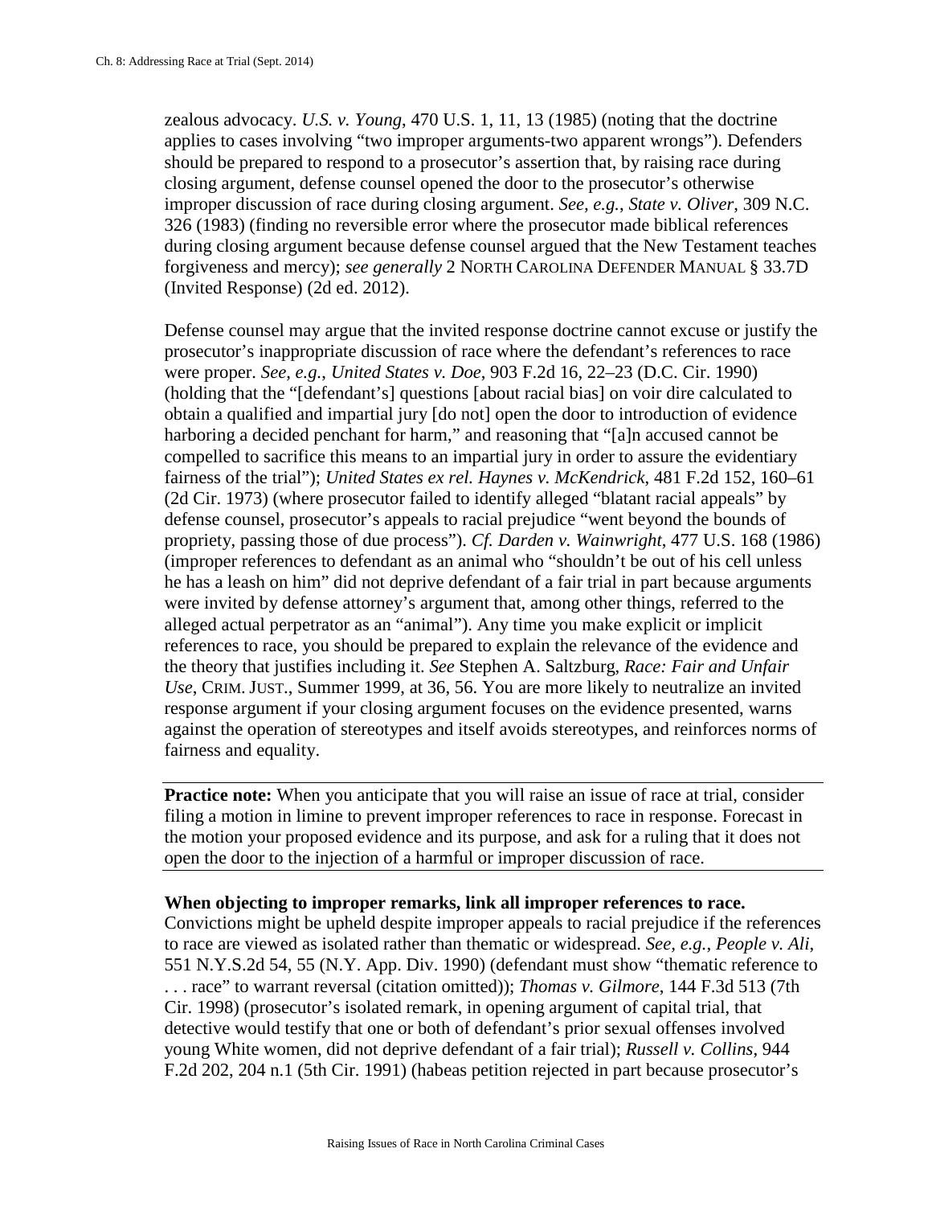zealous advocacy. *U.S. v. Young*, 470 U.S. 1, 11, 13 (1985) (noting that the doctrine applies to cases involving "two improper arguments-two apparent wrongs"). Defenders should be prepared to respond to a prosecutor's assertion that, by raising race during closing argument, defense counsel opened the door to the prosecutor's otherwise improper discussion of race during closing argument. *See, e.g.*, *State v. Oliver*, 309 N.C. 326 (1983) (finding no reversible error where the prosecutor made biblical references during closing argument because defense counsel argued that the New Testament teaches forgiveness and mercy); *see generally* 2 NORTH CAROLINA DEFENDER MANUAL § 33.7D (Invited Response) (2d ed. 2012).

Defense counsel may argue that the invited response doctrine cannot excuse or justify the prosecutor's inappropriate discussion of race where the defendant's references to race were proper. *See, e.g.*, *United States v. Doe*, 903 F.2d 16, 22–23 (D.C. Cir. 1990) (holding that the "[defendant's] questions [about racial bias] on voir dire calculated to obtain a qualified and impartial jury [do not] open the door to introduction of evidence harboring a decided penchant for harm," and reasoning that "[a]n accused cannot be compelled to sacrifice this means to an impartial jury in order to assure the evidentiary fairness of the trial"); *United States ex rel. Haynes v. McKendrick*, 481 F.2d 152, 160–61 (2d Cir. 1973) (where prosecutor failed to identify alleged "blatant racial appeals" by defense counsel, prosecutor's appeals to racial prejudice "went beyond the bounds of propriety, passing those of due process"). *Cf. Darden v. Wainwright*, 477 U.S. 168 (1986) (improper references to defendant as an animal who "shouldn't be out of his cell unless he has a leash on him" did not deprive defendant of a fair trial in part because arguments were invited by defense attorney's argument that, among other things, referred to the alleged actual perpetrator as an "animal"). Any time you make explicit or implicit references to race, you should be prepared to explain the relevance of the evidence and the theory that justifies including it. *See* Stephen A. Saltzburg, *Race: Fair and Unfair Use*, CRIM. JUST., Summer 1999, at 36, 56. You are more likely to neutralize an invited response argument if your closing argument focuses on the evidence presented, warns against the operation of stereotypes and itself avoids stereotypes, and reinforces norms of fairness and equality.

**Practice note:** When you anticipate that you will raise an issue of race at trial, consider filing a motion in limine to prevent improper references to race in response. Forecast in the motion your proposed evidence and its purpose, and ask for a ruling that it does not open the door to the injection of a harmful or improper discussion of race.

**When objecting to improper remarks, link all improper references to race.** Convictions might be upheld despite improper appeals to racial prejudice if the references to race are viewed as isolated rather than thematic or widespread. *See, e.g.*, *People v. Ali*, 551 N.Y.S.2d 54, 55 (N.Y. App. Div. 1990) (defendant must show "thematic reference to . . . race" to warrant reversal (citation omitted)); *Thomas v. Gilmore*, 144 F.3d 513 (7th Cir. 1998) (prosecutor's isolated remark, in opening argument of capital trial, that detective would testify that one or both of defendant's prior sexual offenses involved young White women, did not deprive defendant of a fair trial); *Russell v. Collins*, 944 F.2d 202, 204 n.1 (5th Cir. 1991) (habeas petition rejected in part because prosecutor's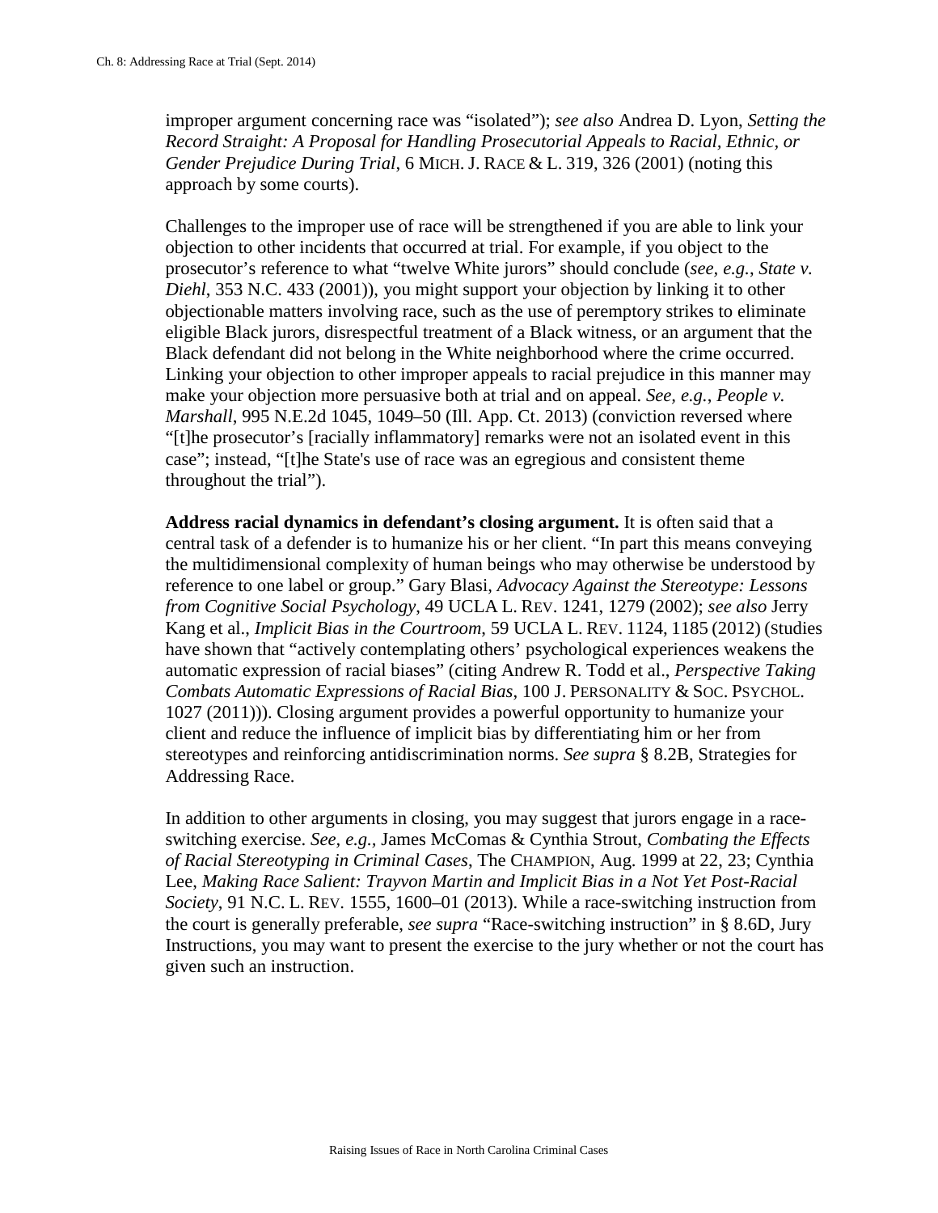improper argument concerning race was "isolated"); *see also* Andrea D. Lyon, *Setting the Record Straight: A Proposal for Handling Prosecutorial Appeals to Racial, Ethnic, or Gender Prejudice During Trial*, 6 MICH. J. RACE & L. 319, 326 (2001) (noting this approach by some courts).

Challenges to the improper use of race will be strengthened if you are able to link your objection to other incidents that occurred at trial. For example, if you object to the prosecutor's reference to what "twelve White jurors" should conclude (*see, e.g.*, *State v. Diehl*, 353 N.C. 433 (2001)), you might support your objection by linking it to other objectionable matters involving race, such as the use of peremptory strikes to eliminate eligible Black jurors, disrespectful treatment of a Black witness, or an argument that the Black defendant did not belong in the White neighborhood where the crime occurred. Linking your objection to other improper appeals to racial prejudice in this manner may make your objection more persuasive both at trial and on appeal. *See, e.g.*, *People v. Marshall*, 995 N.E.2d 1045, 1049–50 (Ill. App. Ct. 2013) (conviction reversed where "[t]he prosecutor's [racially inflammatory] remarks were not an isolated event in this case"; instead, "[t]he State's use of race was an egregious and consistent theme throughout the trial").

**Address racial dynamics in defendant's closing argument.** It is often said that a central task of a defender is to humanize his or her client. "In part this means conveying the multidimensional complexity of human beings who may otherwise be understood by reference to one label or group." Gary Blasi, *Advocacy Against the Stereotype: Lessons from Cognitive Social Psychology*, 49 UCLA L. REV. 1241, 1279 (2002); *see also* Jerry Kang et al., *Implicit Bias in the Courtroom*, 59 UCLA L. REV. 1124, 1185 (2012) (studies have shown that "actively contemplating others' psychological experiences weakens the automatic expression of racial biases" (citing Andrew R. Todd et al., *Perspective Taking Combats Automatic Expressions of Racial Bias*, 100 J. PERSONALITY & SOC. PSYCHOL. 1027 (2011))). Closing argument provides a powerful opportunity to humanize your client and reduce the influence of implicit bias by differentiating him or her from stereotypes and reinforcing antidiscrimination norms. *See supra* § 8.2B, Strategies for Addressing Race.

In addition to other arguments in closing, you may suggest that jurors engage in a race-switching exercise. *See, e.g.*, James McComas & Cynthia Strout, *Combating the Effects of Racial Stereotyping in Criminal Cases*, The CHAMPION, Aug. 1999 at 22, 23; Cynthia Lee, *Making Race Salient: Trayvon Martin and Implicit Bias in a Not Yet Post-Racial Society*, 91 N.C. L. REV. 1555, 1600–01 (2013). While a race-switching instruction from the court is generally preferable, *see supra* "Race-switching instruction" in § 8.6D, Jury Instructions, you may want to present the exercise to the jury whether or not the court has given such an instruction.